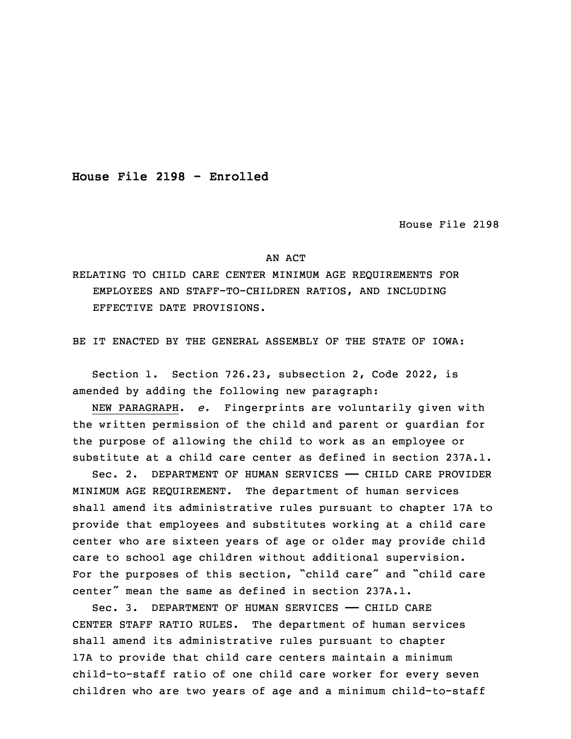**House File 2198 - Enrolled**

House File 2198

AN ACT

RELATING TO CHILD CARE CENTER MINIMUM AGE REQUIREMENTS FOR EMPLOYEES AND STAFF-TO-CHILDREN RATIOS, AND INCLUDING EFFECTIVE DATE PROVISIONS.

BE IT ENACTED BY THE GENERAL ASSEMBLY OF THE STATE OF IOWA:

Section 1. Section 726.23, subsection 2, Code 2022, is amended by adding the following new paragraph:

NEW PARAGRAPH. *e.* Fingerprints are voluntarily given with the written permission of the child and parent or guardian for the purpose of allowing the child to work as an employee or substitute at a child care center as defined in section 237A.1.

Sec. 2. DEPARTMENT OF HUMAN SERVICES —— CHILD CARE PROVIDER MINIMUM AGE REQUIREMENT. The department of human services shall amend its administrative rules pursuant to chapter 17A to provide that employees and substitutes working at a child care center who are sixteen years of age or older may provide child care to school age children without additional supervision. For the purposes of this section, "child care" and "child care center" mean the same as defined in section 237A.1.

Sec. 3. DEPARTMENT OF HUMAN SERVICES —— CHILD CARE CENTER STAFF RATIO RULES. The department of human services shall amend its administrative rules pursuant to chapter 17A to provide that child care centers maintain a minimum child-to-staff ratio of one child care worker for every seven children who are two years of age and a minimum child-to-staff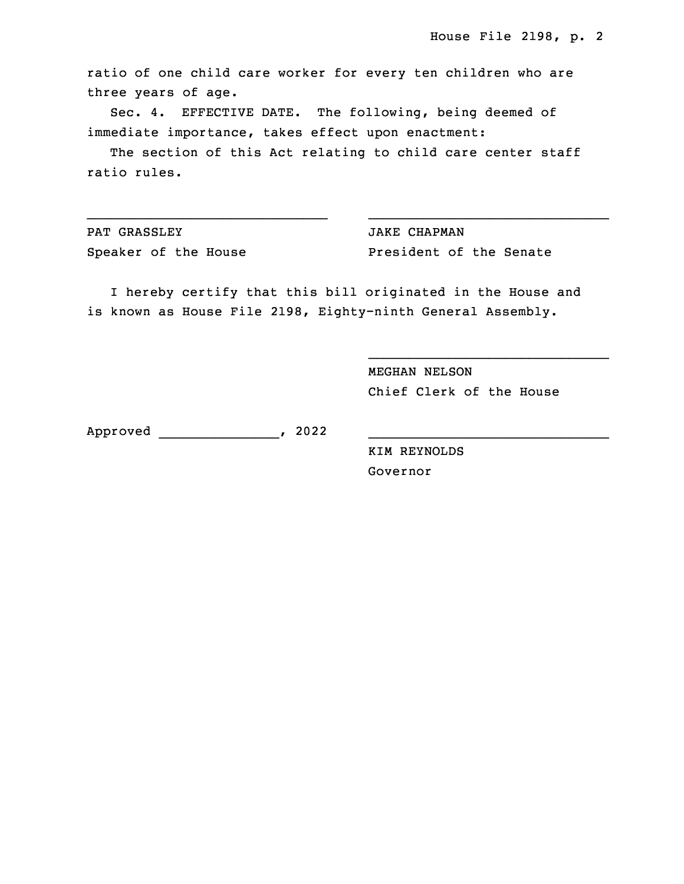ratio of one child care worker for every ten children who are three years of age.

Sec. 4. EFFECTIVE DATE. The following, being deemed of immediate importance, takes effect upon enactment:

The section of this Act relating to child care center staff ratio rules.

______________________________
PAT GRASSLEY
Speaker of the House

______________________________
JAKE CHAPMAN
President of the Senate

I hereby certify that this bill originated in the House and is known as House File 2198, Eighty-ninth General Assembly.

______________________________
MEGHAN NELSON
Chief Clerk of the House

Approved _______________, 2022

______________________________
KIM REYNOLDS
Governor